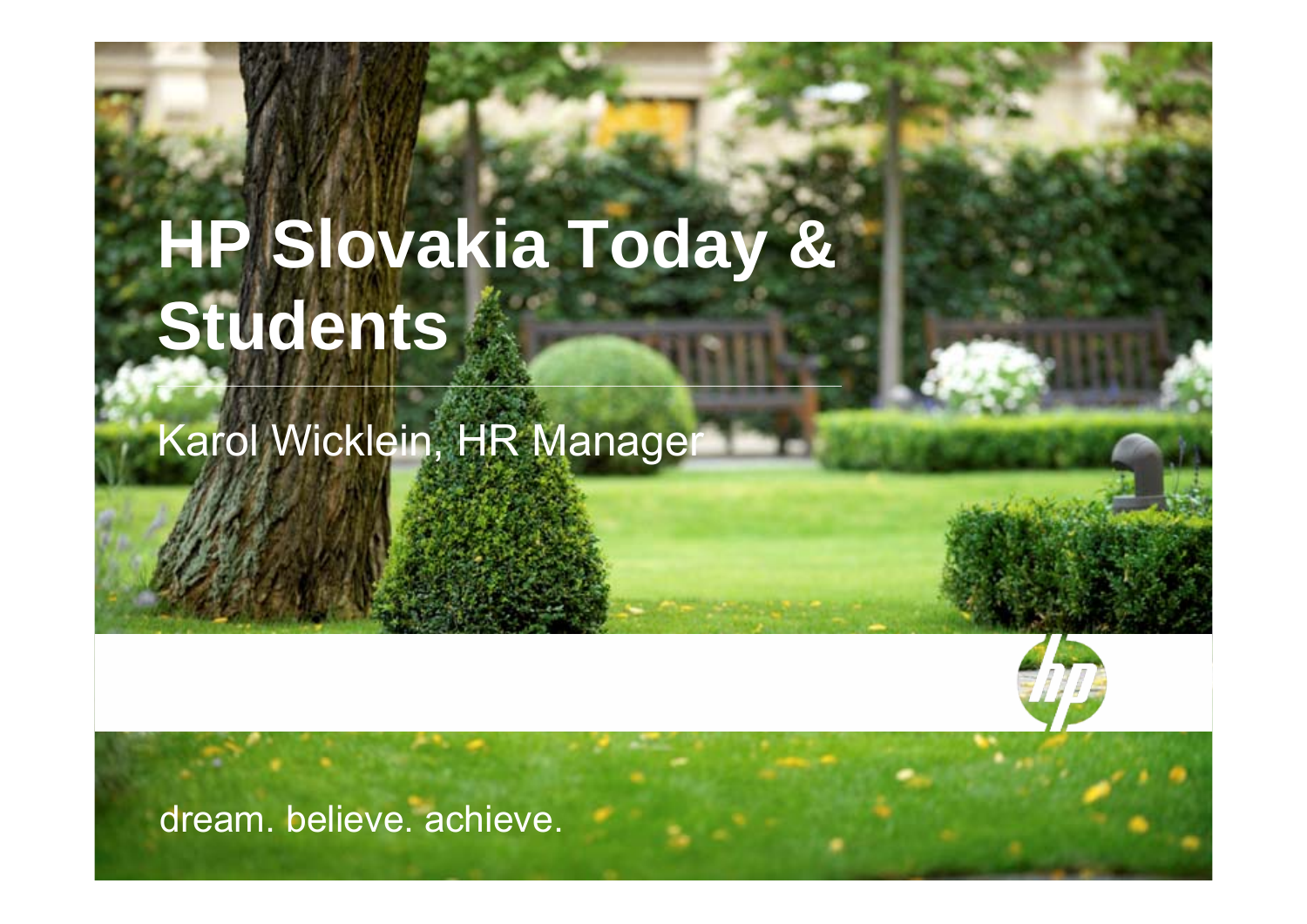# HP Slovakia Today & Students

Karol Wicklein, HR Manager

dream. believe. achieve.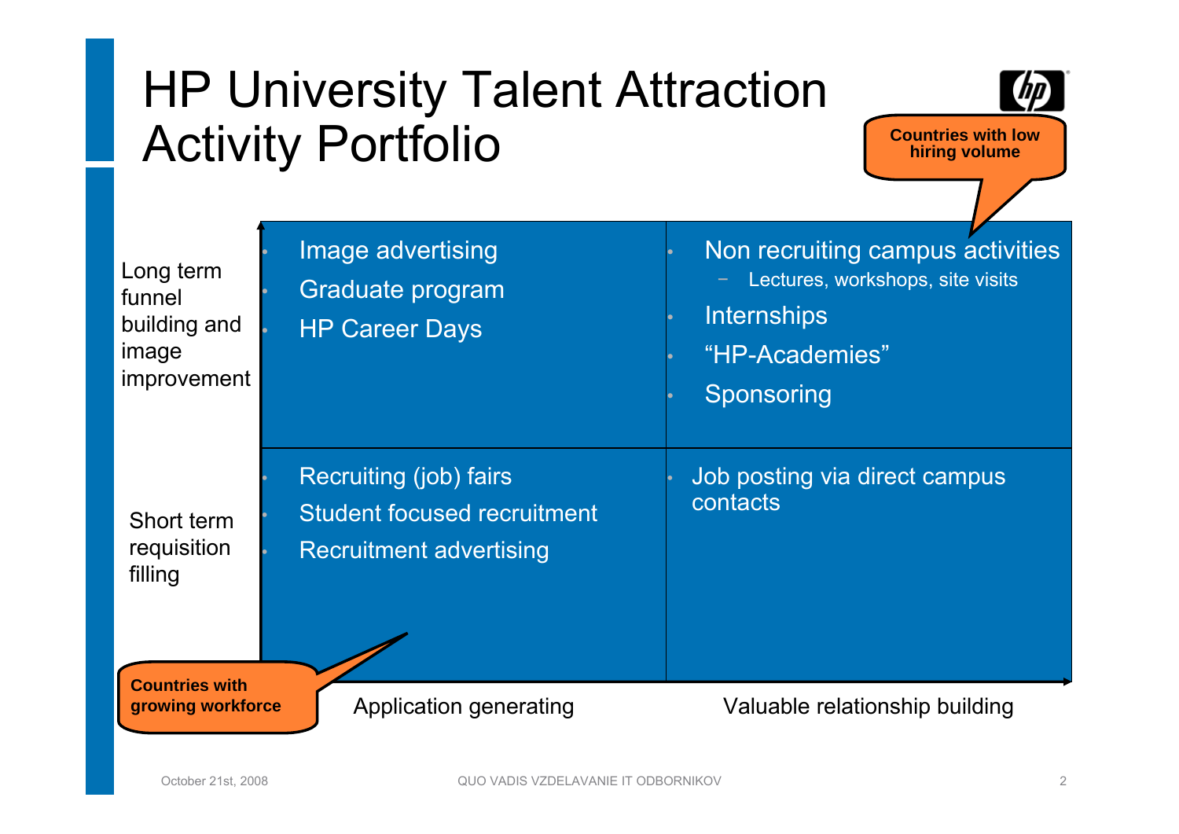# HP University Talent Attraction Activity Portfolio

| | Application generating | Valuable relationship building |
|---|---|---|
| **Long term funnel building and image improvement** | • Image advertising<br>• Graduate program<br>• HP Career Days | • Non recruiting campus activities<br>  – Lectures, workshops, site visits<br>• Internships<br>• "HP-Academies"<br>• Sponsoring |
| **Short term requisition filling** | • Recruiting (job) fairs<br>• Student focused recruitment<br>• Recruitment advertising | • Job posting via direct campus contacts |

Countries with low hiring volume (callout pointing to: Long term funnel building and image improvement / Valuable relationship building)

Countries with growing workforce (callout pointing to: Short term requisition filling / Application generating)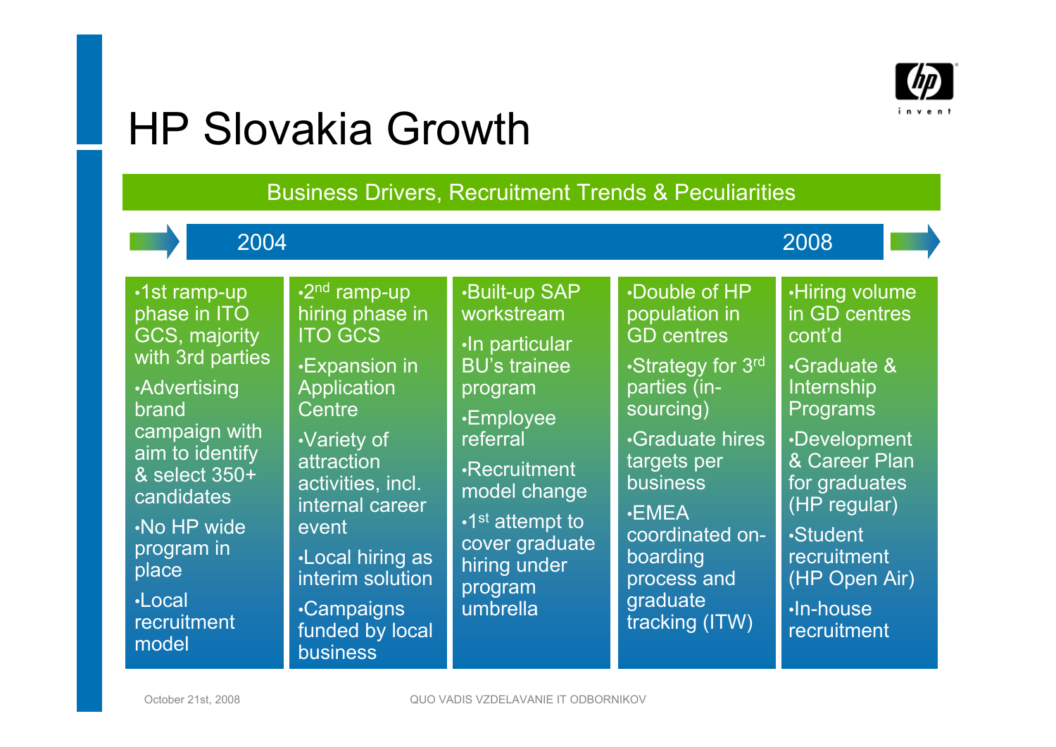# HP Slovakia Growth

## Business Drivers, Recruitment Trends & Peculiarities

2004 → 2008

| | | | | |
|---|---|---|---|---|
| •1st ramp-up phase in ITO GCS, majority with 3rd parties<br>•Advertising brand campaign with aim to identify & select 350+ candidates<br>•No HP wide program in place<br>•Local recruitment model | •2nd ramp-up hiring phase in ITO GCS<br>•Expansion in Application Centre<br>•Variety of attraction activities, incl. internal career event<br>•Local hiring as interim solution<br>•Campaigns funded by local business | •Built-up SAP workstream<br>•In particular BU's trainee program<br>•Employee referral<br>•Recruitment model change<br>•1st attempt to cover graduate hiring under program umbrella | •Double of HP population in GD centres<br>•Strategy for 3rd parties (in-sourcing)<br>•Graduate hires targets per business<br>•EMEA coordinated on-boarding process and graduate tracking (ITW) | •Hiring volume in GD centres cont'd<br>•Graduate & Internship Programs<br>•Development & Career Plan for graduates (HP regular)<br>•Student recruitment (HP Open Air)<br>•In-house recruitment |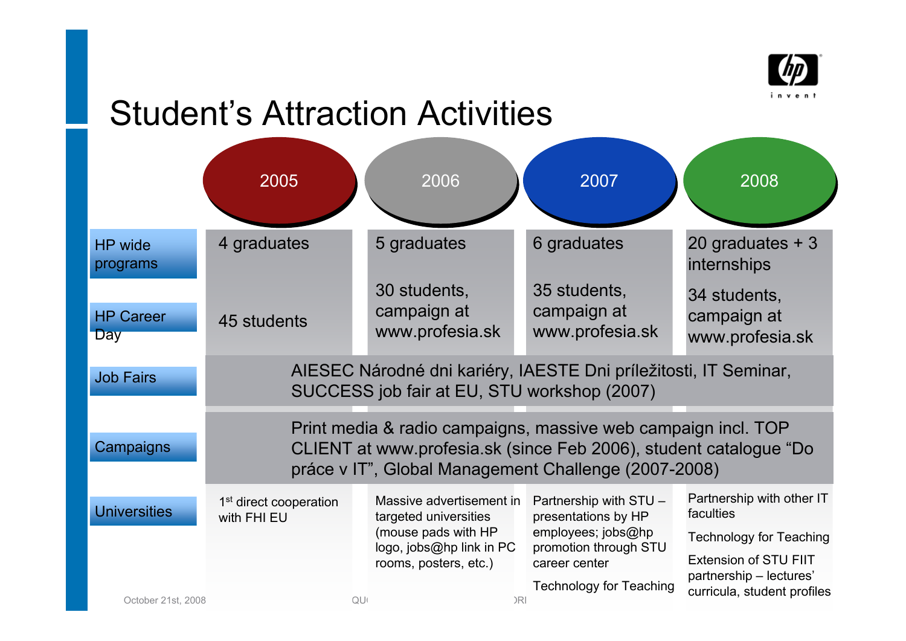# Student's Attraction Activities

| | 2005 | 2006 | 2007 | 2008 |
|---|---|---|---|---|
| HP wide programs | 4 graduates | 5 graduates | 6 graduates | 20 graduates + 3 internships |
| HP Career Day | 45 students | 30 students, campaign at www.profesia.sk | 35 students, campaign at www.profesia.sk | 34 students, campaign at www.profesia.sk |
| Job Fairs | AIESEC Národné dni kariéry, IAESTE Dni príležitosti, IT Seminar, SUCCESS job fair at EU, STU workshop (2007) | | | |
| Campaigns | Print media & radio campaigns, massive web campaign incl. TOP CLIENT at www.profesia.sk (since Feb 2006), student catalogue "Do práce v IT", Global Management Challenge (2007-2008) | | | |
| Universities | 1st direct cooperation with FHI EU | Massive advertisement in targeted universities (mouse pads with HP logo, jobs@hp link in PC rooms, posters, etc.) | Partnership with STU – presentations by HP employees; jobs@hp promotion through STU career center<br><br>Technology for Teaching | Partnership with other IT faculties<br><br>Technology for Teaching<br><br>Extension of STU FIIT partnership – lectures' curricula, student profiles |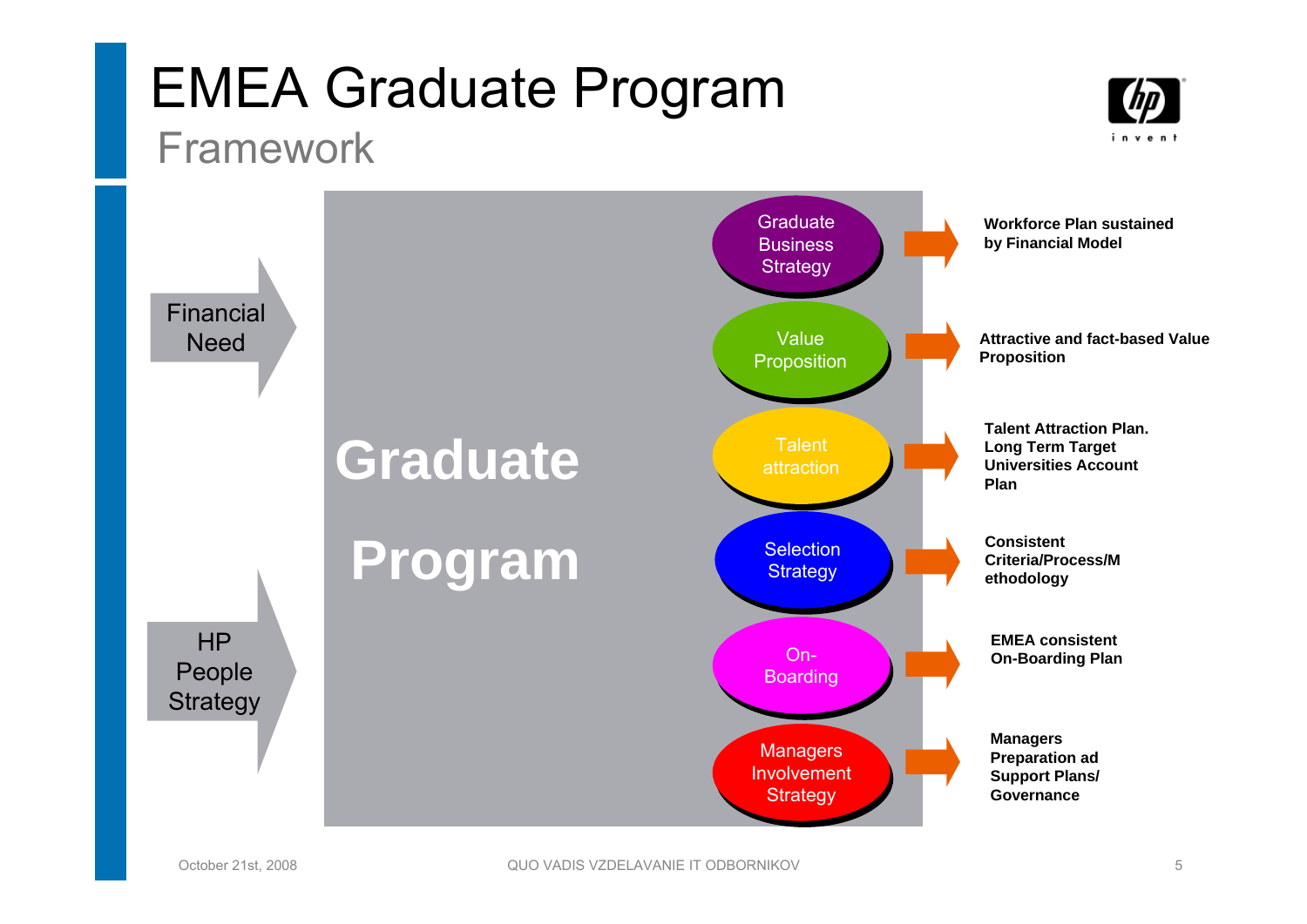# EMEA Graduate Program

## Framework

**Inputs:**
- Financial Need
- HP People Strategy

**Graduate Program**

| Component | Outcome |
|---|---|
| Graduate Business Strategy | **Workforce Plan sustained by Financial Model** |
| Value Proposition | **Attractive and fact-based Value Proposition** |
| Talent attraction | **Talent Attraction Plan. Long Term Target Universities Account Plan** |
| Selection Strategy | **Consistent Criteria/Process/Methodology** |
| On-Boarding | **EMEA consistent On-Boarding Plan** |
| Managers Involvement Strategy | **Managers Preparation ad Support Plans/ Governance** |

October 21st, 2008

QUO VADIS VZDELAVANIE IT ODBORNIKOV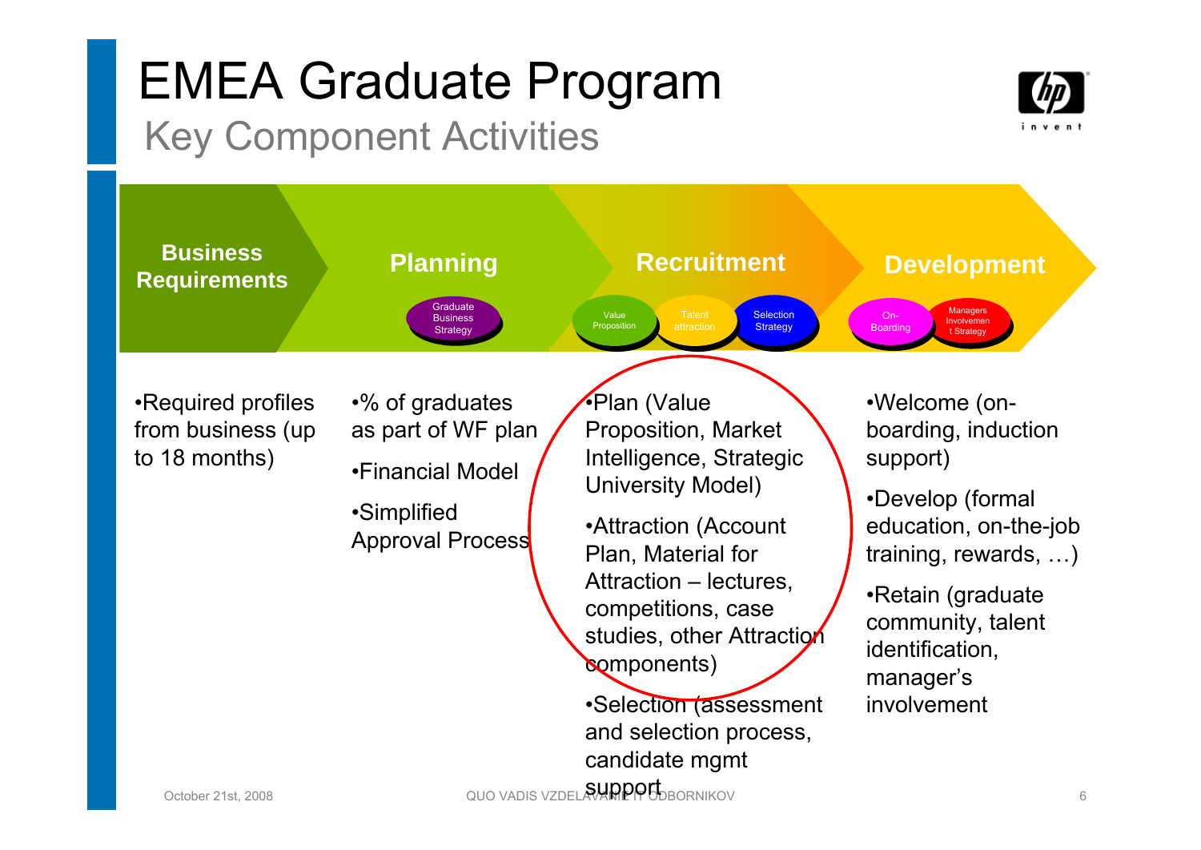# EMEA Graduate Program

## Key Component Activities

### Business Requirements

- Required profiles from business (up to 18 months)

### Planning

Graduate Business Strategy

- % of graduates as part of WF plan
- Financial Model
- Simplified Approval Process

### Recruitment

Value Proposition | Talent attraction | Selection Strategy

- Plan (Value Proposition, Market Intelligence, Strategic University Model)
- Attraction (Account Plan, Material for Attraction – lectures, competitions, case studies, other Attraction components)
- Selection (assessment and selection process, candidate mgmt support

### Development

On-Boarding | Managers Involvement Strategy

- Welcome (on-boarding, induction support)
- Develop (formal education, on-the-job training, rewards, …)
- Retain (graduate community, talent identification, manager's involvement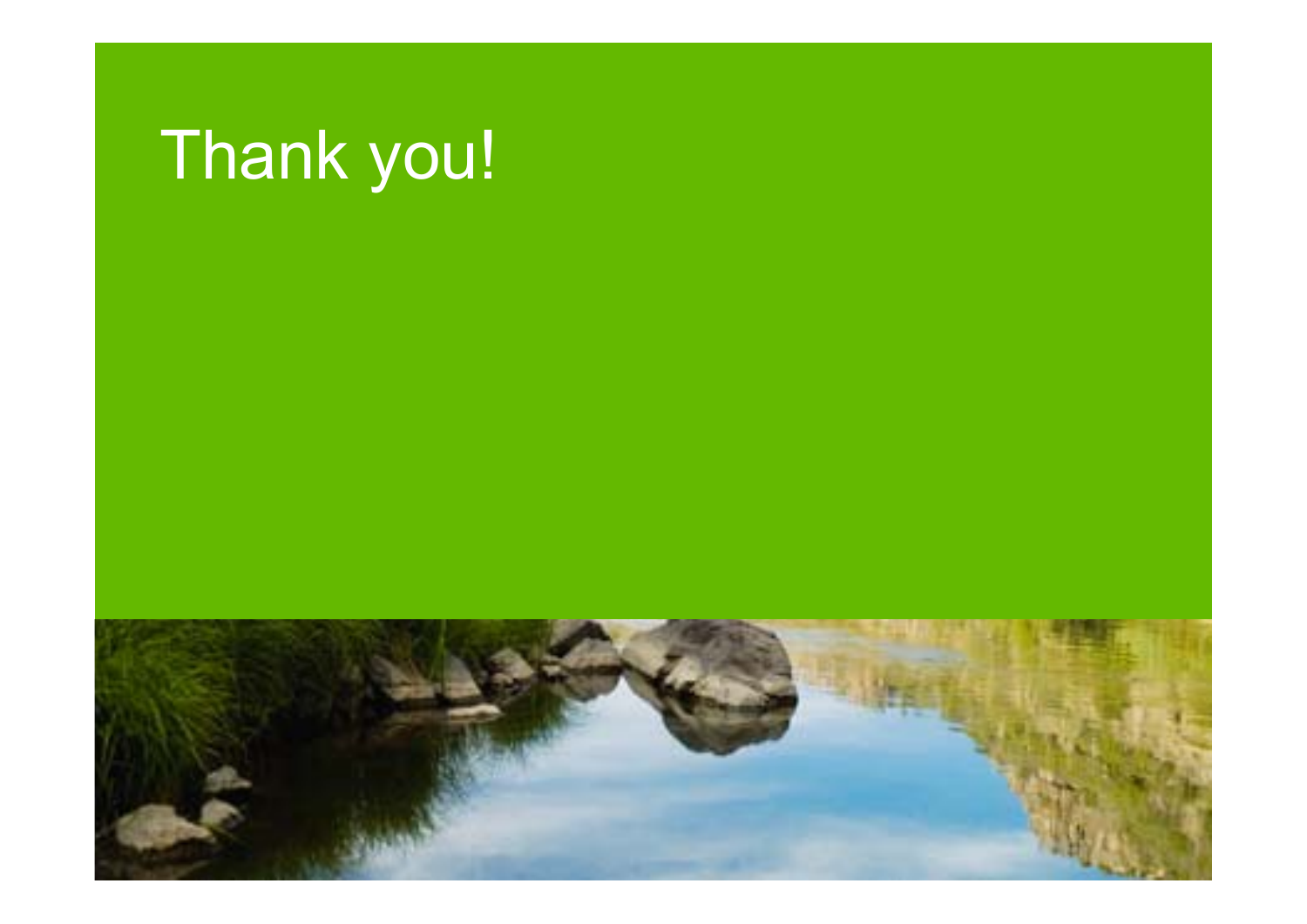# Thank you!